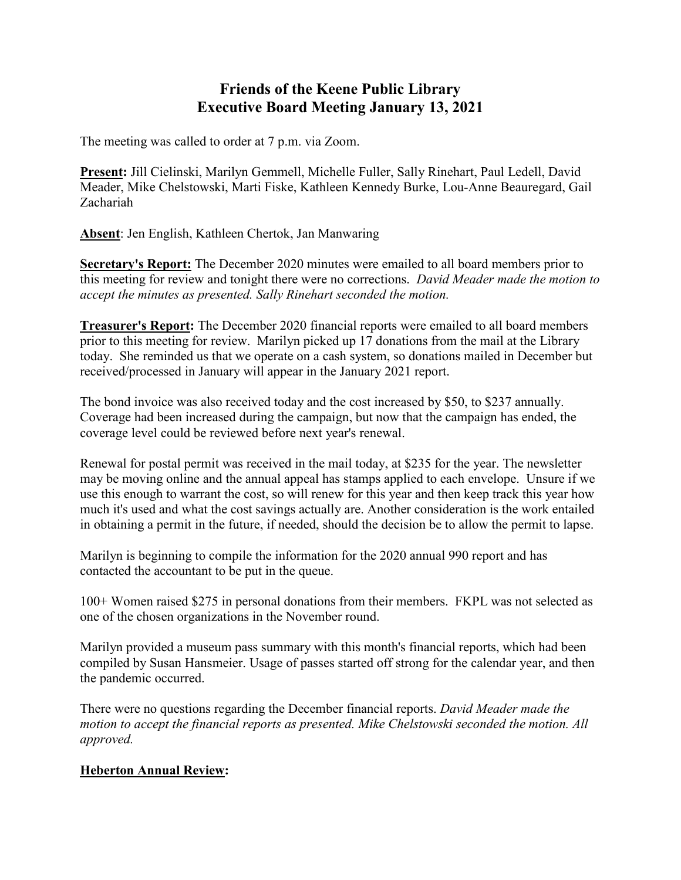# Friends of the Keene Public Library
# Executive Board Meeting January 13, 2021

The meeting was called to order at 7 p.m. via Zoom.

**Present:** Jill Cielinski, Marilyn Gemmell, Michelle Fuller, Sally Rinehart, Paul Ledell, David Meader, Mike Chelstowski, Marti Fiske, Kathleen Kennedy Burke, Lou-Anne Beauregard, Gail Zachariah

**Absent**: Jen English, Kathleen Chertok, Jan Manwaring

**Secretary's Report:** The December 2020 minutes were emailed to all board members prior to this meeting for review and tonight there were no corrections. *David Meader made the motion to accept the minutes as presented. Sally Rinehart seconded the motion.*

**Treasurer's Report:** The December 2020 financial reports were emailed to all board members prior to this meeting for review. Marilyn picked up 17 donations from the mail at the Library today. She reminded us that we operate on a cash system, so donations mailed in December but received/processed in January will appear in the January 2021 report.

The bond invoice was also received today and the cost increased by $50, to $237 annually. Coverage had been increased during the campaign, but now that the campaign has ended, the coverage level could be reviewed before next year's renewal.

Renewal for postal permit was received in the mail today, at $235 for the year. The newsletter may be moving online and the annual appeal has stamps applied to each envelope. Unsure if we use this enough to warrant the cost, so will renew for this year and then keep track this year how much it's used and what the cost savings actually are. Another consideration is the work entailed in obtaining a permit in the future, if needed, should the decision be to allow the permit to lapse.

Marilyn is beginning to compile the information for the 2020 annual 990 report and has contacted the accountant to be put in the queue.

100+ Women raised $275 in personal donations from their members. FKPL was not selected as one of the chosen organizations in the November round.

Marilyn provided a museum pass summary with this month's financial reports, which had been compiled by Susan Hansmeier. Usage of passes started off strong for the calendar year, and then the pandemic occurred.

There were no questions regarding the December financial reports. *David Meader made the motion to accept the financial reports as presented. Mike Chelstowski seconded the motion. All approved.*

**Heberton Annual Review:**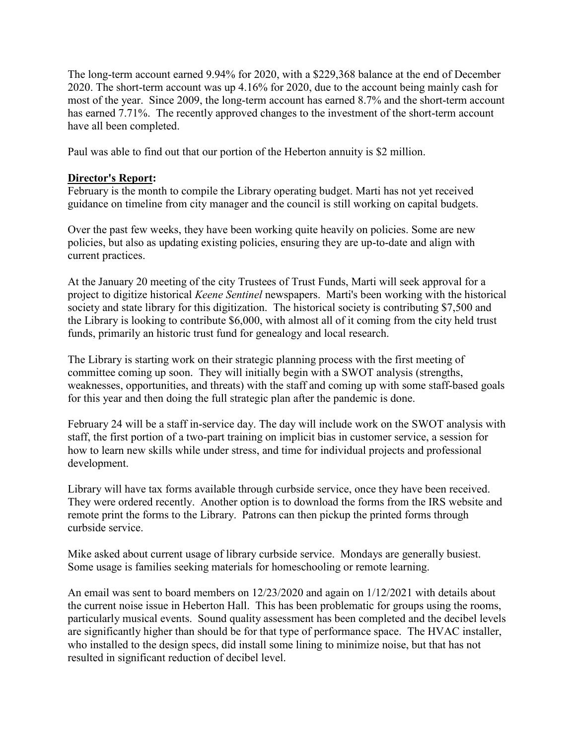The long-term account earned 9.94% for 2020, with a $229,368 balance at the end of December 2020. The short-term account was up 4.16% for 2020, due to the account being mainly cash for most of the year. Since 2009, the long-term account has earned 8.7% and the short-term account has earned 7.71%. The recently approved changes to the investment of the short-term account have all been completed.

Paul was able to find out that our portion of the Heberton annuity is $2 million.

**Director's Report:**

February is the month to compile the Library operating budget. Marti has not yet received guidance on timeline from city manager and the council is still working on capital budgets.

Over the past few weeks, they have been working quite heavily on policies. Some are new policies, but also as updating existing policies, ensuring they are up-to-date and align with current practices.

At the January 20 meeting of the city Trustees of Trust Funds, Marti will seek approval for a project to digitize historical *Keene Sentinel* newspapers. Marti's been working with the historical society and state library for this digitization. The historical society is contributing $7,500 and the Library is looking to contribute $6,000, with almost all of it coming from the city held trust funds, primarily an historic trust fund for genealogy and local research.

The Library is starting work on their strategic planning process with the first meeting of committee coming up soon. They will initially begin with a SWOT analysis (strengths, weaknesses, opportunities, and threats) with the staff and coming up with some staff-based goals for this year and then doing the full strategic plan after the pandemic is done.

February 24 will be a staff in-service day. The day will include work on the SWOT analysis with staff, the first portion of a two-part training on implicit bias in customer service, a session for how to learn new skills while under stress, and time for individual projects and professional development.

Library will have tax forms available through curbside service, once they have been received. They were ordered recently. Another option is to download the forms from the IRS website and remote print the forms to the Library. Patrons can then pickup the printed forms through curbside service.

Mike asked about current usage of library curbside service. Mondays are generally busiest. Some usage is families seeking materials for homeschooling or remote learning.

An email was sent to board members on 12/23/2020 and again on 1/12/2021 with details about the current noise issue in Heberton Hall. This has been problematic for groups using the rooms, particularly musical events. Sound quality assessment has been completed and the decibel levels are significantly higher than should be for that type of performance space. The HVAC installer, who installed to the design specs, did install some lining to minimize noise, but that has not resulted in significant reduction of decibel level.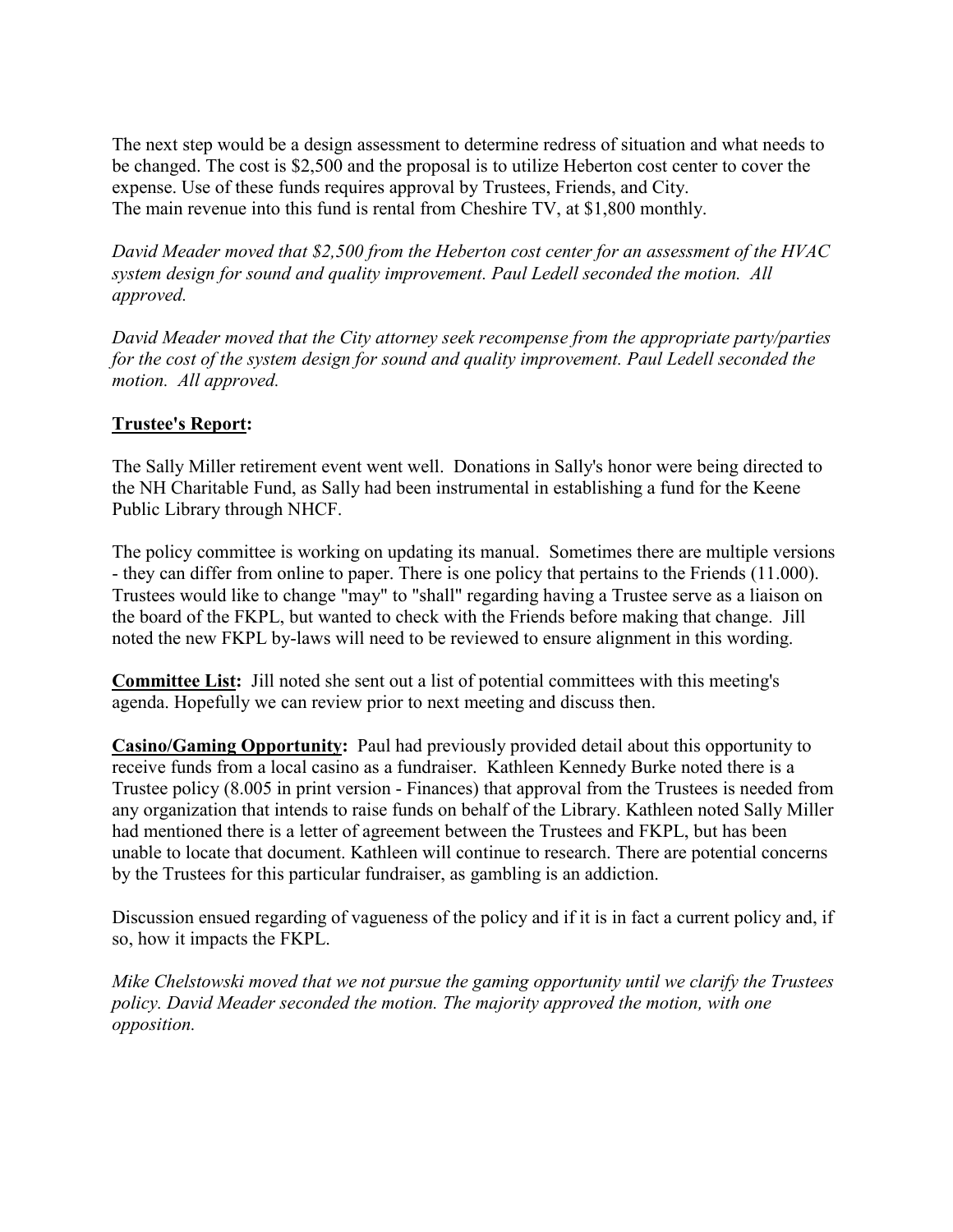The next step would be a design assessment to determine redress of situation and what needs to be changed. The cost is $2,500 and the proposal is to utilize Heberton cost center to cover the expense. Use of these funds requires approval by Trustees, Friends, and City.
The main revenue into this fund is rental from Cheshire TV, at $1,800 monthly.

*David Meader moved that $2,500 from the Heberton cost center for an assessment of the HVAC system design for sound and quality improvement. Paul Ledell seconded the motion. All approved.*

*David Meader moved that the City attorney seek recompense from the appropriate party/parties for the cost of the system design for sound and quality improvement. Paul Ledell seconded the motion. All approved.*

**Trustee's Report:**

The Sally Miller retirement event went well. Donations in Sally's honor were being directed to the NH Charitable Fund, as Sally had been instrumental in establishing a fund for the Keene Public Library through NHCF.

The policy committee is working on updating its manual. Sometimes there are multiple versions - they can differ from online to paper. There is one policy that pertains to the Friends (11.000). Trustees would like to change "may" to "shall" regarding having a Trustee serve as a liaison on the board of the FKPL, but wanted to check with the Friends before making that change. Jill noted the new FKPL by-laws will need to be reviewed to ensure alignment in this wording.

**Committee List:** Jill noted she sent out a list of potential committees with this meeting's agenda. Hopefully we can review prior to next meeting and discuss then.

**Casino/Gaming Opportunity:** Paul had previously provided detail about this opportunity to receive funds from a local casino as a fundraiser. Kathleen Kennedy Burke noted there is a Trustee policy (8.005 in print version - Finances) that approval from the Trustees is needed from any organization that intends to raise funds on behalf of the Library. Kathleen noted Sally Miller had mentioned there is a letter of agreement between the Trustees and FKPL, but has been unable to locate that document. Kathleen will continue to research. There are potential concerns by the Trustees for this particular fundraiser, as gambling is an addiction.

Discussion ensued regarding of vagueness of the policy and if it is in fact a current policy and, if so, how it impacts the FKPL.

*Mike Chelstowski moved that we not pursue the gaming opportunity until we clarify the Trustees policy. David Meader seconded the motion. The majority approved the motion, with one opposition.*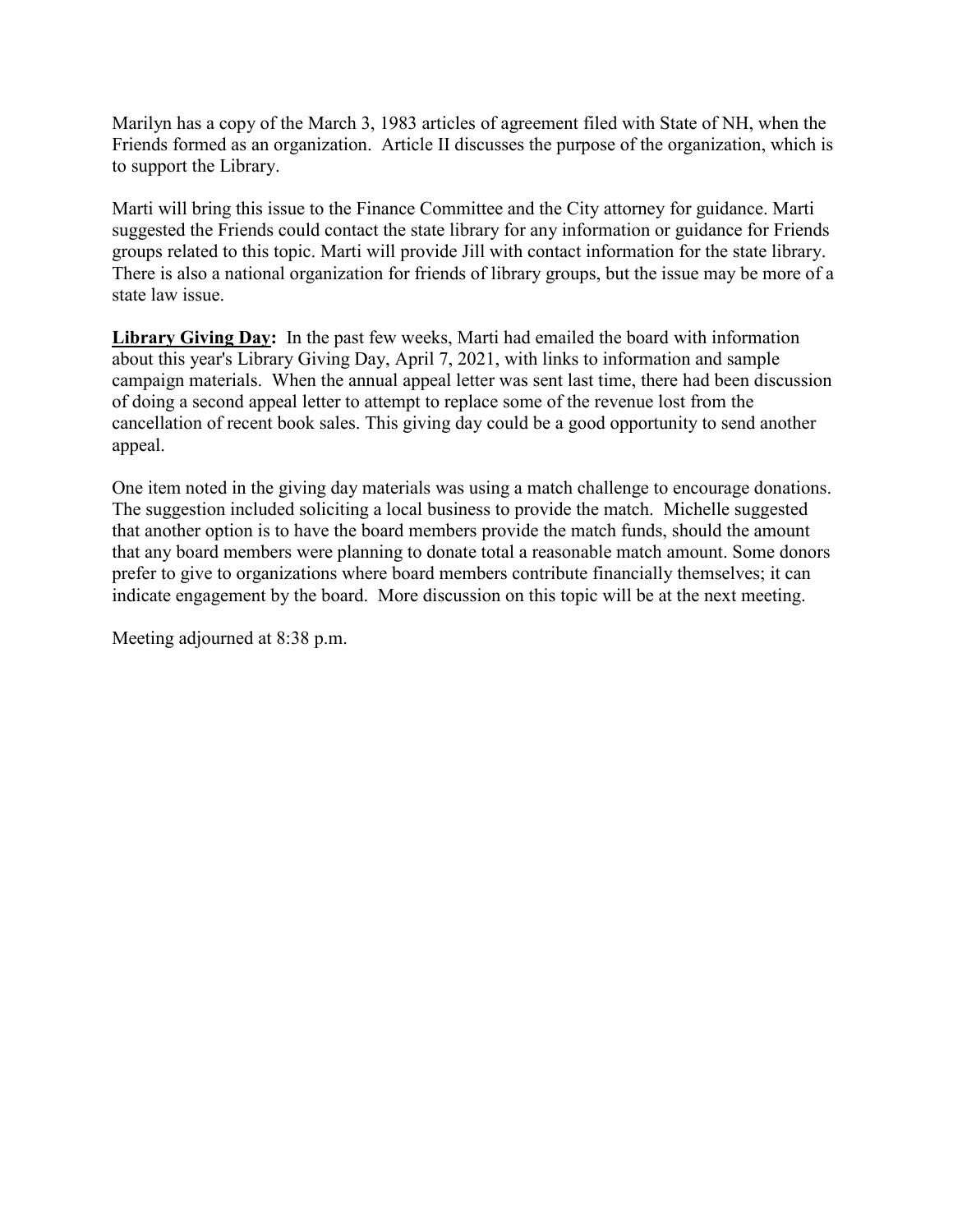Marilyn has a copy of the March 3, 1983 articles of agreement filed with State of NH, when the Friends formed as an organization. Article II discusses the purpose of the organization, which is to support the Library.

Marti will bring this issue to the Finance Committee and the City attorney for guidance. Marti suggested the Friends could contact the state library for any information or guidance for Friends groups related to this topic. Marti will provide Jill with contact information for the state library. There is also a national organization for friends of library groups, but the issue may be more of a state law issue.

**Library Giving Day:** In the past few weeks, Marti had emailed the board with information about this year's Library Giving Day, April 7, 2021, with links to information and sample campaign materials. When the annual appeal letter was sent last time, there had been discussion of doing a second appeal letter to attempt to replace some of the revenue lost from the cancellation of recent book sales. This giving day could be a good opportunity to send another appeal.

One item noted in the giving day materials was using a match challenge to encourage donations. The suggestion included soliciting a local business to provide the match. Michelle suggested that another option is to have the board members provide the match funds, should the amount that any board members were planning to donate total a reasonable match amount. Some donors prefer to give to organizations where board members contribute financially themselves; it can indicate engagement by the board. More discussion on this topic will be at the next meeting.

Meeting adjourned at 8:38 p.m.